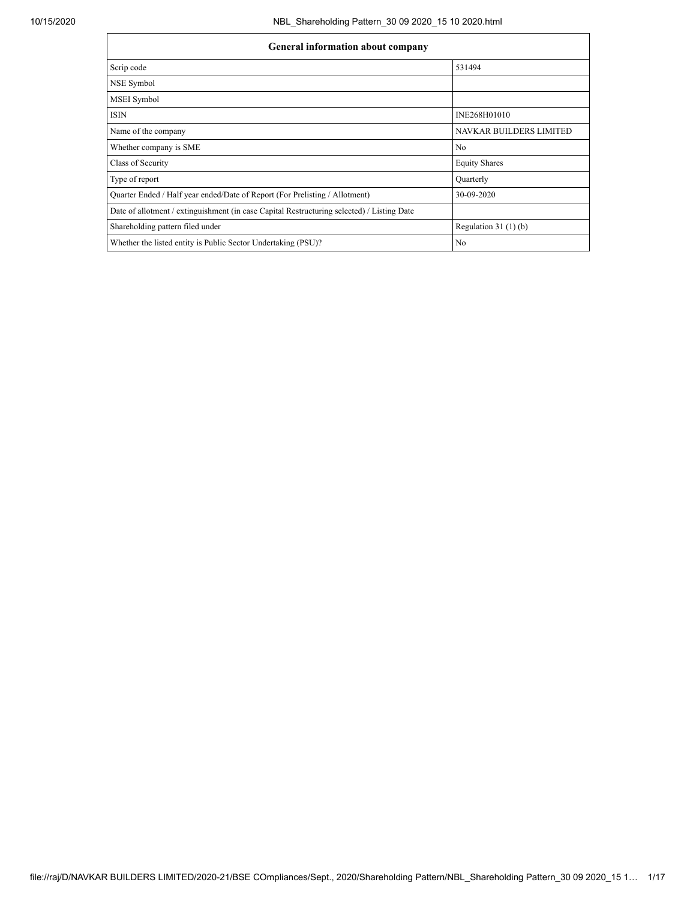| General information about company | |
|---|---|
| Scrip code | 531494 |
| NSE Symbol | |
| MSEI Symbol | |
| ISIN | INE268H01010 |
| Name of the company | NAVKAR BUILDERS LIMITED |
| Whether company is SME | No |
| Class of Security | Equity Shares |
| Type of report | Quarterly |
| Quarter Ended / Half year ended/Date of Report (For Prelisting / Allotment) | 30-09-2020 |
| Date of allotment / extinguishment (in case Capital Restructuring selected) / Listing Date | |
| Shareholding pattern filed under | Regulation 31 (1) (b) |
| Whether the listed entity is Public Sector Undertaking (PSU)? | No |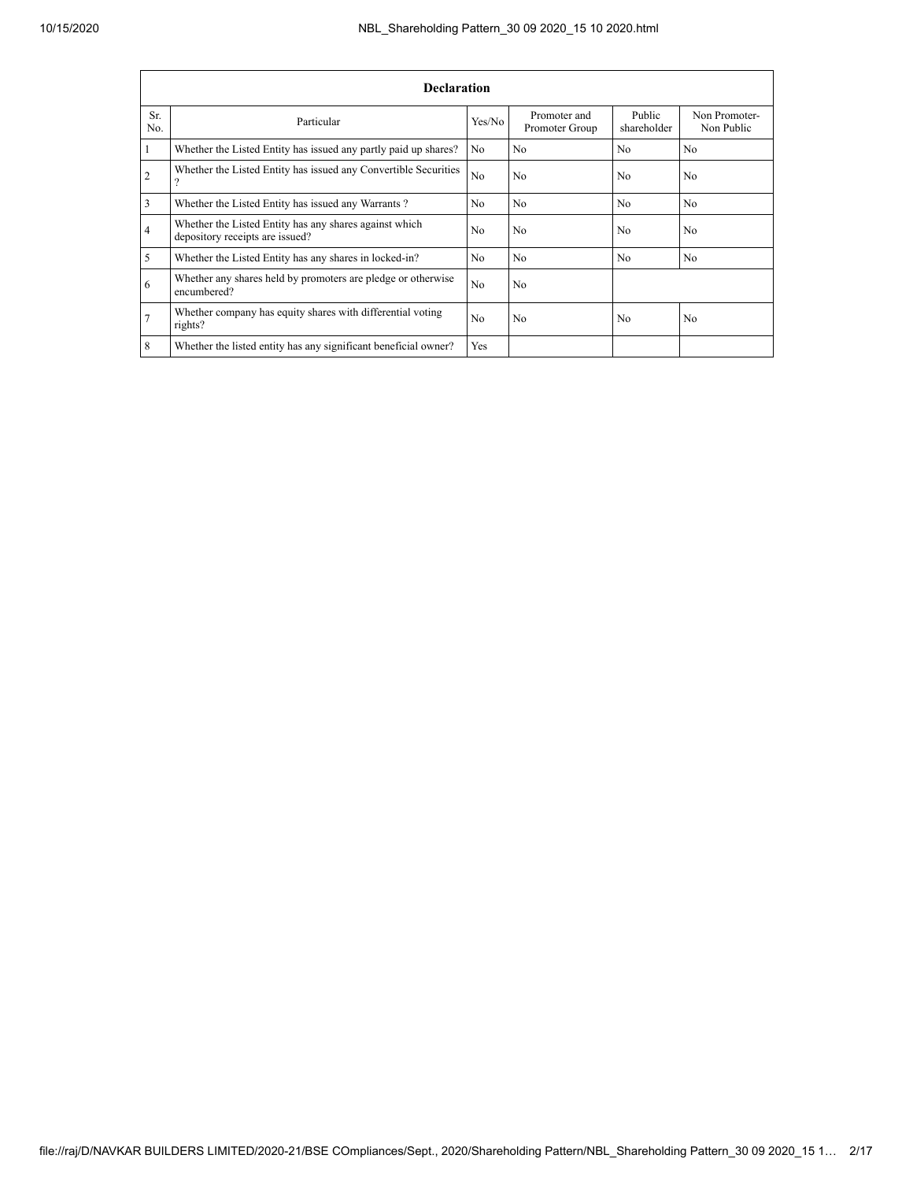| Declaration | | | | | |
|---|---|---|---|---|---|
| Sr. No. | Particular | Yes/No | Promoter and Promoter Group | Public shareholder | Non Promoter- Non Public |
| 1 | Whether the Listed Entity has issued any partly paid up shares? | No | No | No | No |
| 2 | Whether the Listed Entity has issued any Convertible Securities ? | No | No | No | No |
| 3 | Whether the Listed Entity has issued any Warrants ? | No | No | No | No |
| 4 | Whether the Listed Entity has any shares against which depository receipts are issued? | No | No | No | No |
| 5 | Whether the Listed Entity has any shares in locked-in? | No | No | No | No |
| 6 | Whether any shares held by promoters are pledge or otherwise encumbered? | No | No | | |
| 7 | Whether company has equity shares with differential voting rights? | No | No | No | No |
| 8 | Whether the listed entity has any significant beneficial owner? | Yes | | | |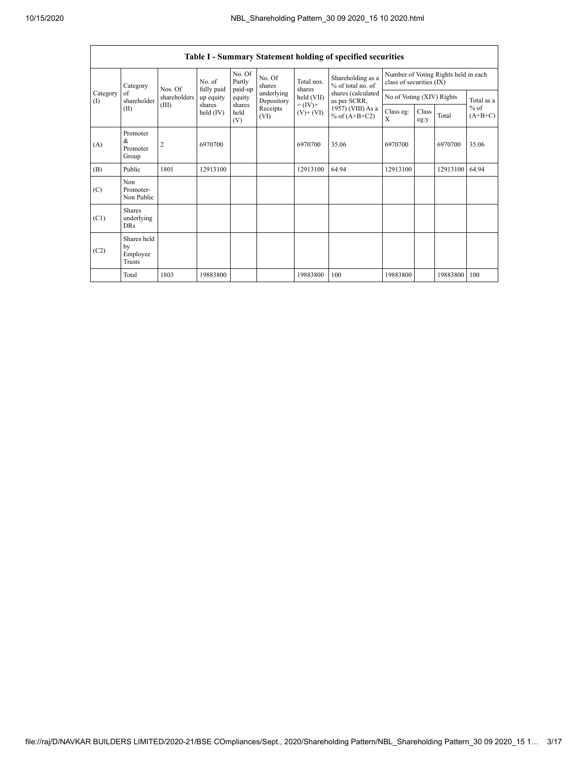## Table I - Summary Statement holding of specified securities

| Category (I) | Category of shareholder (II) | Nos. Of shareholders (III) | No. of fully paid up equity shares held (IV) | No. Of Partly paid-up equity shares held (V) | No. Of shares underlying Depository Receipts (VI) | Total nos. shares held (VII) = (IV)+ (V)+ (VI) | Shareholding as a % of total no. of shares (calculated as per SCRR, 1957) (VIII) As a % of (A+B+C2) | Number of Voting Rights held in each class of securities (IX) | | | |
|---|---|---|---|---|---|---|---|---|---|---|---|
| | | | | | | | | No of Voting (XIV) Rights | | | Total as a % of (A+B+C) |
| | | | | | | | | Class eg: X | Class eg:y | Total | |
| (A) | Promoter & Promoter Group | 2 | 6970700 | | | 6970700 | 35.06 | 6970700 | | 6970700 | 35.06 |
| (B) | Public | 1801 | 12913100 | | | 12913100 | 64.94 | 12913100 | | 12913100 | 64.94 |
| (C) | Non Promoter- Non Public | | | | | | | | | | |
| (C1) | Shares underlying DRs | | | | | | | | | | |
| (C2) | Shares held by Employee Trusts | | | | | | | | | | |
| | Total | 1803 | 19883800 | | | 19883800 | 100 | 19883800 | | 19883800 | 100 |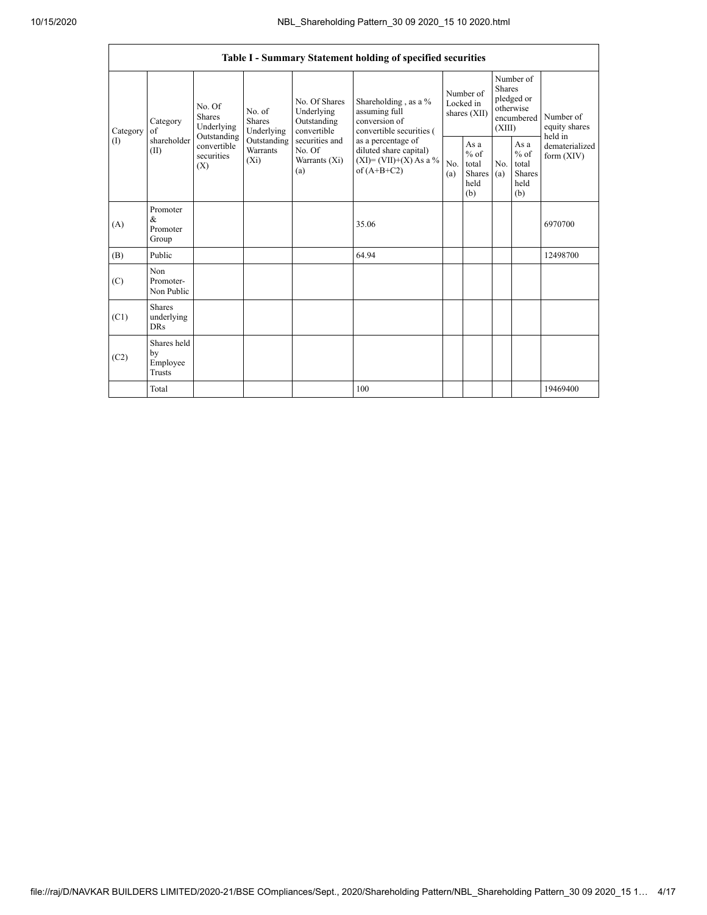| Table I - Summary Statement holding of specified securities | | | | | | | | | | |
|---|---|---|---|---|---|---|---|---|---|---|
| Category (I) | Category of shareholder (II) | No. Of Shares Underlying Outstanding convertible securities (X) | No. of Shares Underlying Outstanding Warrants (Xi) | No. Of Shares Underlying Outstanding convertible securities and No. Of Warrants (Xi) (a) | Shareholding , as a % assuming full conversion of convertible securities ( as a percentage of diluted share capital) (XI)= (VII)+(X) As a % of (A+B+C2) | Number of Locked in shares (XII) | | Number of Shares pledged or otherwise encumbered (XIII) | | Number of equity shares held in dematerialized form (XIV) |
| | | | | | | No. (a) | As a % of total Shares held (b) | No. (a) | As a % of total Shares held (b) | |
| (A) | Promoter & Promoter Group | | | | 35.06 | | | | | 6970700 |
| (B) | Public | | | | 64.94 | | | | | 12498700 |
| (C) | Non Promoter- Non Public | | | | | | | | | |
| (C1) | Shares underlying DRs | | | | | | | | | |
| (C2) | Shares held by Employee Trusts | | | | | | | | | |
| | Total | | | | 100 | | | | | 19469400 |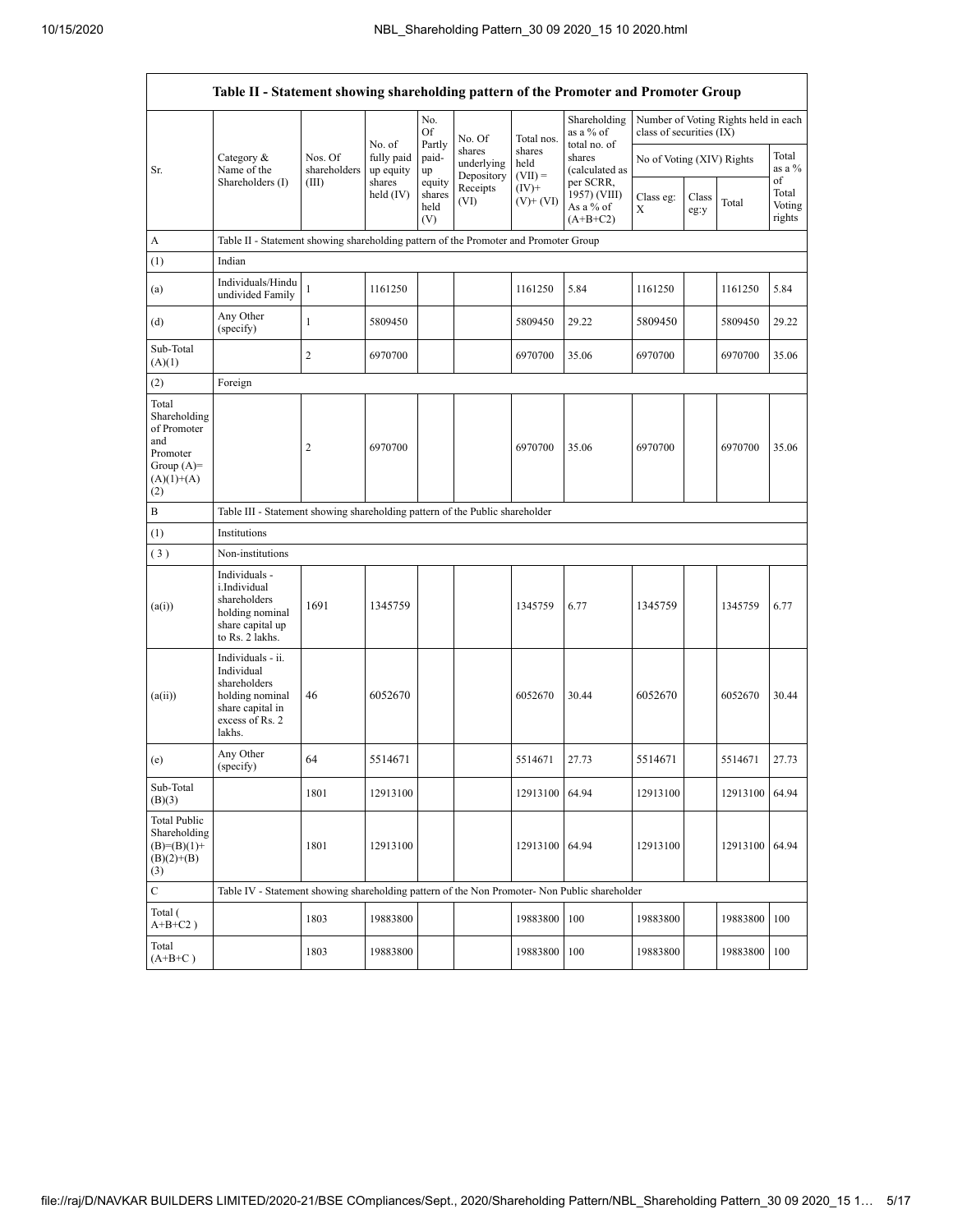| Table II - Statement showing shareholding pattern of the Promoter and Promoter Group | | | | | | | | | | | |
|---|---|---|---|---|---|---|---|---|---|---|---|
| Sr. | Category & Name of the Shareholders (I) | Nos. Of shareholders (III) | No. of fully paid up equity shares held (IV) | No. Of Partly paid-up equity shares held (V) | No. Of shares underlying Depository Receipts (VI) | Total nos. shares held (VII) = (IV)+ (V)+ (VI) | Shareholding as a % of total no. of shares (calculated as per SCRR, 1957) (VIII) As a % of (A+B+C2) | Number of Voting Rights held in each class of securities (IX) | | | |
| | | | | | | | | No of Voting (XIV) Rights | | | Total as a % of Total Voting rights |
| | | | | | | | | Class eg: X | Class eg:y | Total | |
| A | Table II - Statement showing shareholding pattern of the Promoter and Promoter Group | | | | | | | | | | |
| (1) | Indian | | | | | | | | | | |
| (a) | Individuals/Hindu undivided Family | 1 | 1161250 | | | 1161250 | 5.84 | 1161250 | | 1161250 | 5.84 |
| (d) | Any Other (specify) | 1 | 5809450 | | | 5809450 | 29.22 | 5809450 | | 5809450 | 29.22 |
| Sub-Total (A)(1) | | 2 | 6970700 | | | 6970700 | 35.06 | 6970700 | | 6970700 | 35.06 |
| (2) | Foreign | | | | | | | | | | |
| Total Shareholding of Promoter and Promoter Group (A)= (A)(1)+(A)(2) | | 2 | 6970700 | | | 6970700 | 35.06 | 6970700 | | 6970700 | 35.06 |
| B | Table III - Statement showing shareholding pattern of the Public shareholder | | | | | | | | | | |
| (1) | Institutions | | | | | | | | | | |
| (3) | Non-institutions | | | | | | | | | | |
| (a(i)) | Individuals - i.Individual shareholders holding nominal share capital up to Rs. 2 lakhs. | 1691 | 1345759 | | | 1345759 | 6.77 | 1345759 | | 1345759 | 6.77 |
| (a(ii)) | Individuals - ii. Individual shareholders holding nominal share capital in excess of Rs. 2 lakhs. | 46 | 6052670 | | | 6052670 | 30.44 | 6052670 | | 6052670 | 30.44 |
| (e) | Any Other (specify) | 64 | 5514671 | | | 5514671 | 27.73 | 5514671 | | 5514671 | 27.73 |
| Sub-Total (B)(3) | | 1801 | 12913100 | | | 12913100 | 64.94 | 12913100 | | 12913100 | 64.94 |
| Total Public Shareholding (B)=(B)(1)+(B)(2)+(B)(3) | | 1801 | 12913100 | | | 12913100 | 64.94 | 12913100 | | 12913100 | 64.94 |
| C | Table IV - Statement showing shareholding pattern of the Non Promoter- Non Public shareholder | | | | | | | | | | |
| Total ( A+B+C2 ) | | 1803 | 19883800 | | | 19883800 | 100 | 19883800 | | 19883800 | 100 |
| Total (A+B+C ) | | 1803 | 19883800 | | | 19883800 | 100 | 19883800 | | 19883800 | 100 |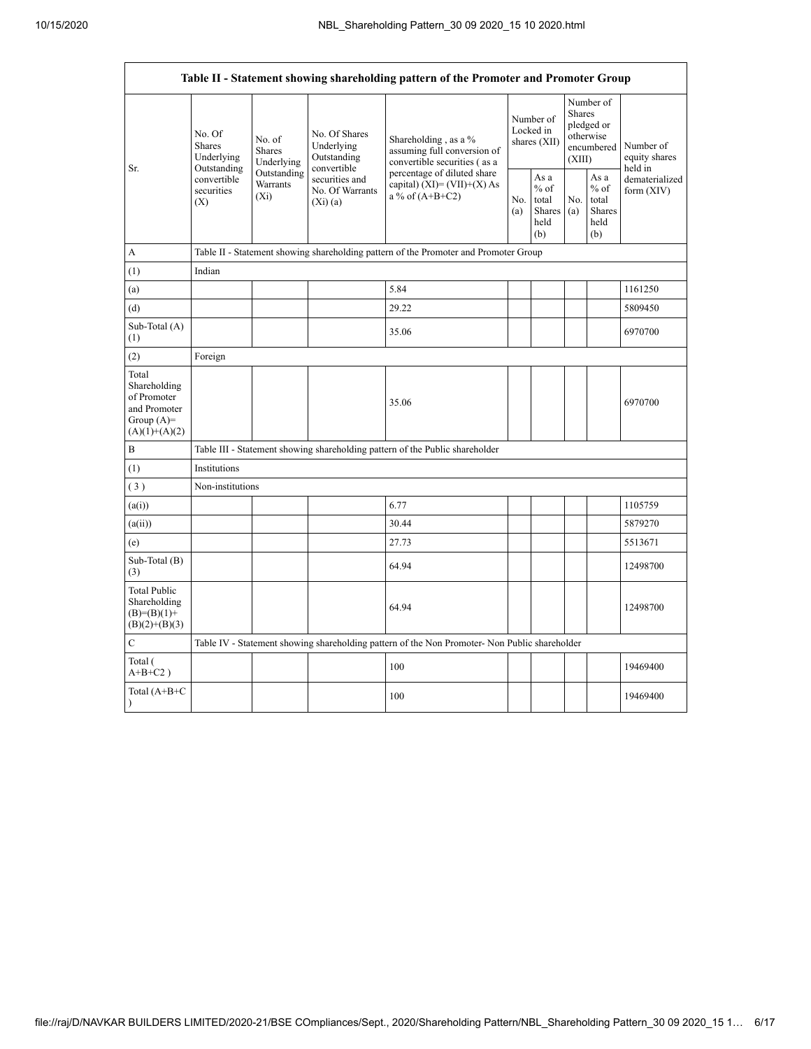| Table II - Statement showing shareholding pattern of the Promoter and Promoter Group | | | | | | | | | |
|---|---|---|---|---|---|---|---|---|---|
| Sr. | No. Of Shares Underlying Outstanding convertible securities (X) | No. of Shares Underlying Outstanding Warrants (Xi) | No. Of Shares Underlying Outstanding convertible securities and No. Of Warrants (Xi) (a) | Shareholding , as a % assuming full conversion of convertible securities ( as a percentage of diluted share capital) (XI)= (VII)+(X) As a % of (A+B+C2) | Number of Locked in shares (XII) | | Number of Shares pledged or otherwise encumbered (XIII) | | Number of equity shares held in dematerialized form (XIV) |
| | | | | | No. (a) | As a % of total Shares held (b) | No. (a) | As a % of total Shares held (b) | |
| A | Table II - Statement showing shareholding pattern of the Promoter and Promoter Group | | | | | | | | |
| (1) | Indian | | | | | | | | |
| (a) | | | | 5.84 | | | | | 1161250 |
| (d) | | | | 29.22 | | | | | 5809450 |
| Sub-Total (A) (1) | | | | 35.06 | | | | | 6970700 |
| (2) | Foreign | | | | | | | | |
| Total Shareholding of Promoter and Promoter Group (A)= (A)(1)+(A)(2) | | | | 35.06 | | | | | 6970700 |
| B | Table III - Statement showing shareholding pattern of the Public shareholder | | | | | | | | |
| (1) | Institutions | | | | | | | | |
| ( 3 ) | Non-institutions | | | | | | | | |
| (a(i)) | | | | 6.77 | | | | | 1105759 |
| (a(ii)) | | | | 30.44 | | | | | 5879270 |
| (e) | | | | 27.73 | | | | | 5513671 |
| Sub-Total (B) (3) | | | | 64.94 | | | | | 12498700 |
| Total Public Shareholding (B)=(B)(1)+(B)(2)+(B)(3) | | | | 64.94 | | | | | 12498700 |
| C | Table IV - Statement showing shareholding pattern of the Non Promoter- Non Public shareholder | | | | | | | | |
| Total ( A+B+C2 ) | | | | 100 | | | | | 19469400 |
| Total (A+B+C ) | | | | 100 | | | | | 19469400 |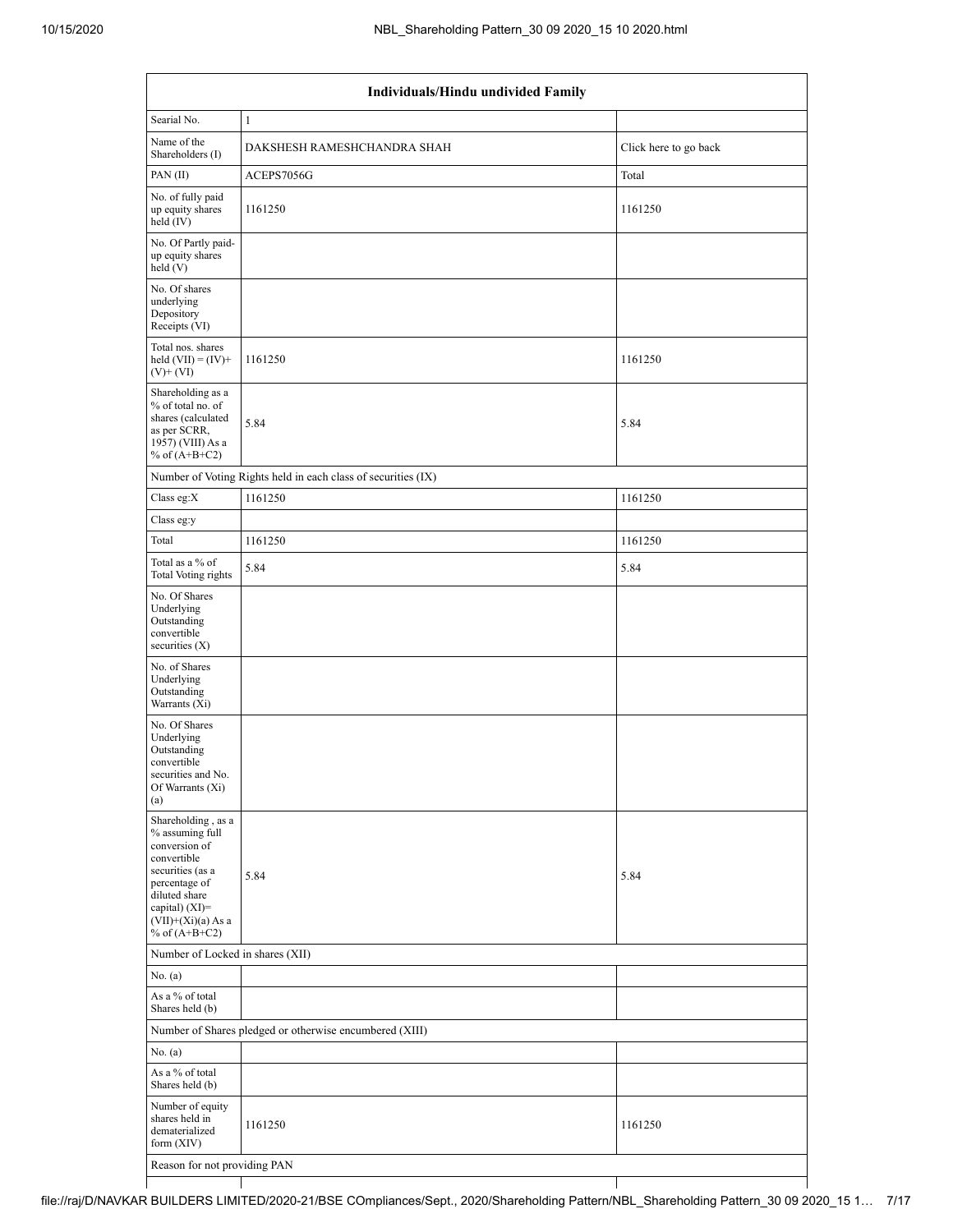| Individuals/Hindu undivided Family | | |
|---|---|---|
| Searial No. | 1 | |
| Name of the Shareholders (I) | DAKSHESH RAMESHCHANDRA SHAH | Click here to go back |
| PAN (II) | ACEPS7056G | Total |
| No. of fully paid up equity shares held (IV) | 1161250 | 1161250 |
| No. Of Partly paid-up equity shares held (V) | | |
| No. Of shares underlying Depository Receipts (VI) | | |
| Total nos. shares held (VII) = (IV)+ (V)+ (VI) | 1161250 | 1161250 |
| Shareholding as a % of total no. of shares (calculated as per SCRR, 1957) (VIII) As a % of (A+B+C2) | 5.84 | 5.84 |
| Number of Voting Rights held in each class of securities (IX) | | |
| Class eg:X | 1161250 | 1161250 |
| Class eg:y | | |
| Total | 1161250 | 1161250 |
| Total as a % of Total Voting rights | 5.84 | 5.84 |
| No. Of Shares Underlying Outstanding convertible securities (X) | | |
| No. of Shares Underlying Outstanding Warrants (Xi) | | |
| No. Of Shares Underlying Outstanding convertible securities and No. Of Warrants (Xi) (a) | | |
| Shareholding , as a % assuming full conversion of convertible securities (as a percentage of diluted share capital) (XI)= (VII)+(Xi)(a) As a % of (A+B+C2) | 5.84 | 5.84 |
| Number of Locked in shares (XII) | | |
| No. (a) | | |
| As a % of total Shares held (b) | | |
| Number of Shares pledged or otherwise encumbered (XIII) | | |
| No. (a) | | |
| As a % of total Shares held (b) | | |
| Number of equity shares held in dematerialized form (XIV) | 1161250 | 1161250 |
| Reason for not providing PAN | | |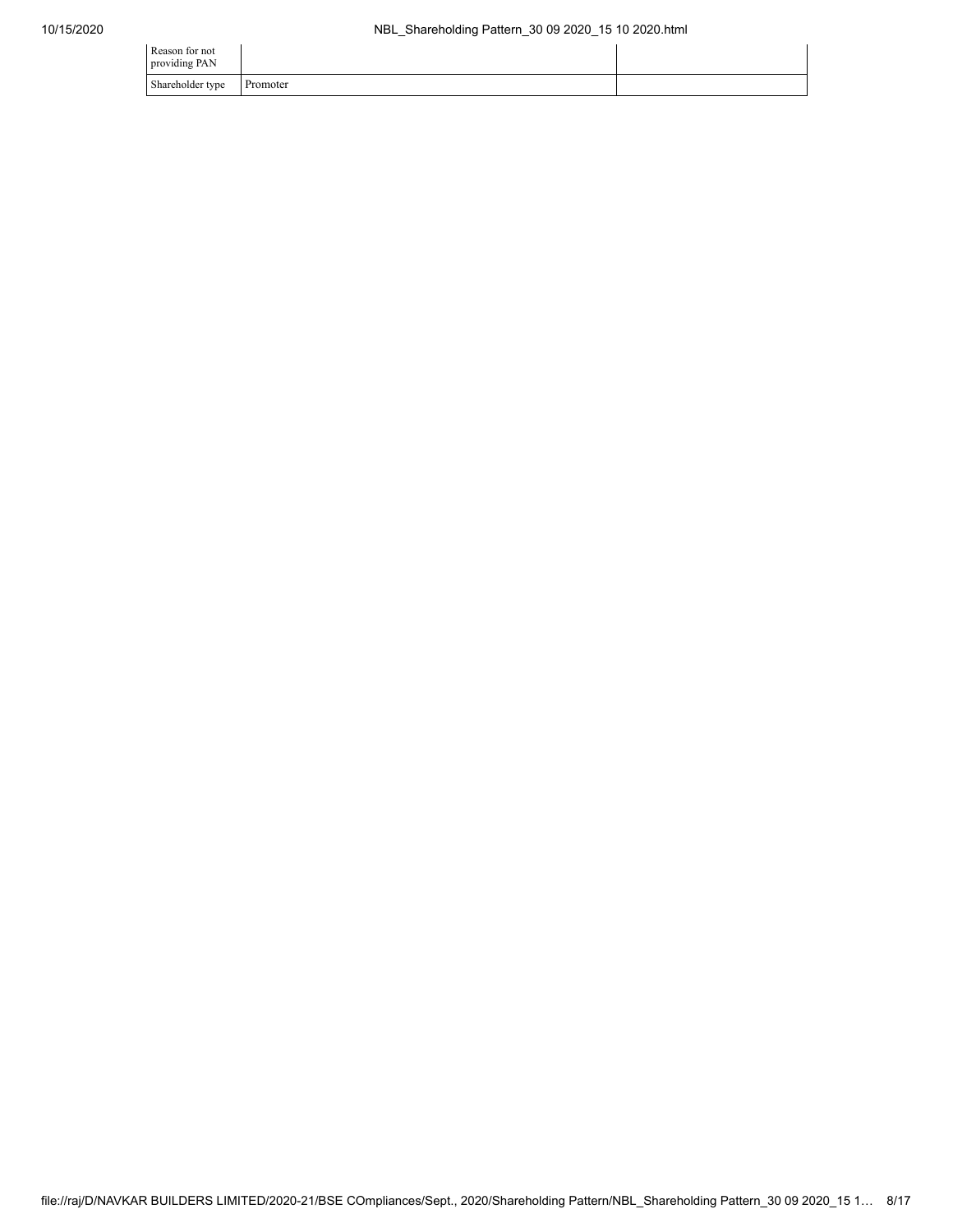| | | |
|---|---|---|
| Reason for not providing PAN | | |
| Shareholder type | Promoter | |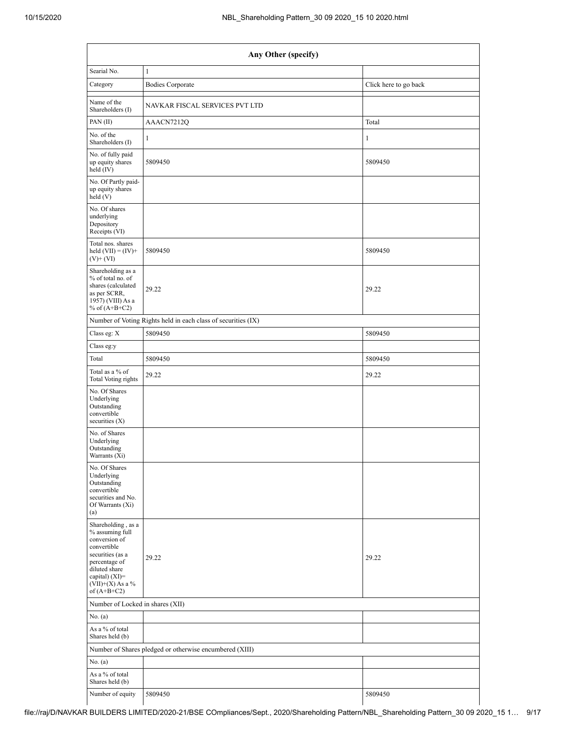| Any Other (specify) | | |
|---|---|---|
| Searial No. | 1 | |
| Category | Bodies Corporate | Click here to go back |
| Name of the Shareholders (I) | NAVKAR FISCAL SERVICES PVT LTD | |
| PAN (II) | AAACN7212Q | Total |
| No. of the Shareholders (I) | 1 | 1 |
| No. of fully paid up equity shares held (IV) | 5809450 | 5809450 |
| No. Of Partly paid-up equity shares held (V) | | |
| No. Of shares underlying Depository Receipts (VI) | | |
| Total nos. shares held (VII) = (IV)+(V)+ (VI) | 5809450 | 5809450 |
| Shareholding as a % of total no. of shares (calculated as per SCRR, 1957) (VIII) As a % of (A+B+C2) | 29.22 | 29.22 |
| Number of Voting Rights held in each class of securities (IX) | | |
| Class eg: X | 5809450 | 5809450 |
| Class eg:y | | |
| Total | 5809450 | 5809450 |
| Total as a % of Total Voting rights | 29.22 | 29.22 |
| No. Of Shares Underlying Outstanding convertible securities (X) | | |
| No. of Shares Underlying Outstanding Warrants (Xi) | | |
| No. Of Shares Underlying Outstanding convertible securities and No. Of Warrants (Xi) (a) | | |
| Shareholding , as a % assuming full conversion of convertible securities (as a percentage of diluted share capital) (XI)= (VII)+(X) As a % of (A+B+C2) | 29.22 | 29.22 |
| Number of Locked in shares (XII) | | |
| No. (a) | | |
| As a % of total Shares held (b) | | |
| Number of Shares pledged or otherwise encumbered (XIII) | | |
| No. (a) | | |
| As a % of total Shares held (b) | | |
| Number of equity | 5809450 | 5809450 |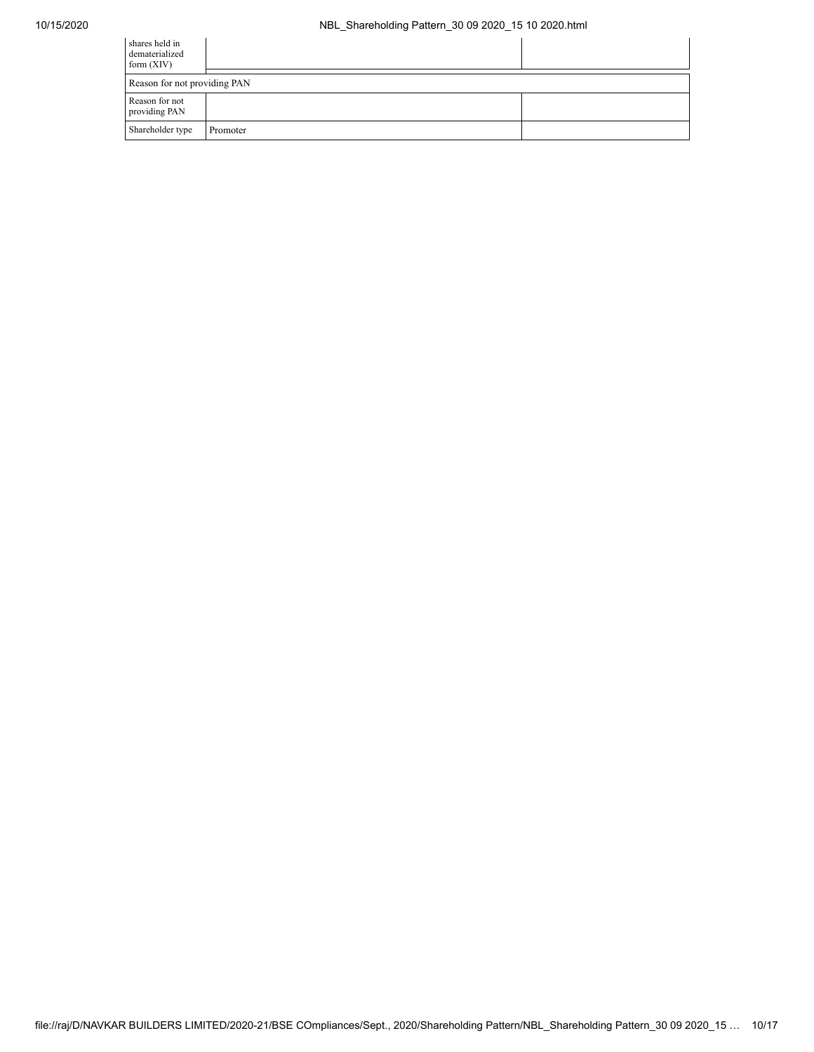| shares held in dematerialized form (XIV) | | |
|---|---|---|
| Reason for not providing PAN | | |
| Reason for not providing PAN | | |
| Shareholder type | Promoter | |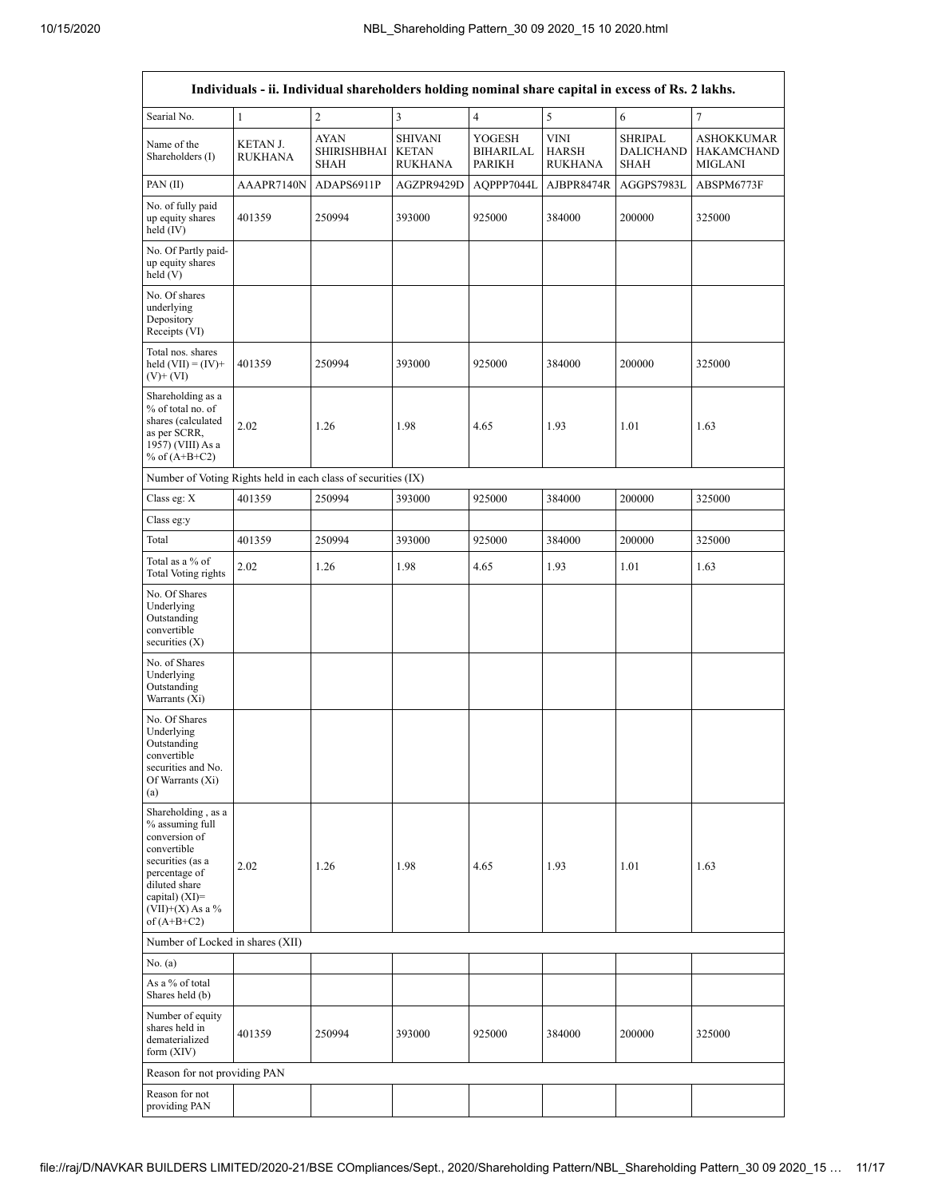| Individuals - ii. Individual shareholders holding nominal share capital in excess of Rs. 2 lakhs. | | | | | | | |
|---|---|---|---|---|---|---|---|
| Searial No. | 1 | 2 | 3 | 4 | 5 | 6 | 7 |
| Name of the Shareholders (I) | KETAN J. RUKHANA | AYAN SHIRISHBHAI SHAH | SHIVANI KETAN RUKHANA | YOGESH BIHARILAL PARIKH | VINI HARSH RUKHANA | SHRIPAL DALICHAND SHAH | ASHOKKUMAR HAKAMCHAND MIGLANI |
| PAN (II) | AAAPR7140N | ADAPS6911P | AGZPR9429D | AQPPP7044L | AJBPR8474R | AGGPS7983L | ABSPM6773F |
| No. of fully paid up equity shares held (IV) | 401359 | 250994 | 393000 | 925000 | 384000 | 200000 | 325000 |
| No. Of Partly paid-up equity shares held (V) | | | | | | | |
| No. Of shares underlying Depository Receipts (VI) | | | | | | | |
| Total nos. shares held (VII) = (IV)+(V)+ (VI) | 401359 | 250994 | 393000 | 925000 | 384000 | 200000 | 325000 |
| Shareholding as a % of total no. of shares (calculated as per SCRR, 1957) (VIII) As a % of (A+B+C2) | 2.02 | 1.26 | 1.98 | 4.65 | 1.93 | 1.01 | 1.63 |
| Number of Voting Rights held in each class of securities (IX) | | | | | | | |
| Class eg: X | 401359 | 250994 | 393000 | 925000 | 384000 | 200000 | 325000 |
| Class eg:y | | | | | | | |
| Total | 401359 | 250994 | 393000 | 925000 | 384000 | 200000 | 325000 |
| Total as a % of Total Voting rights | 2.02 | 1.26 | 1.98 | 4.65 | 1.93 | 1.01 | 1.63 |
| No. Of Shares Underlying Outstanding convertible securities (X) | | | | | | | |
| No. of Shares Underlying Outstanding Warrants (Xi) | | | | | | | |
| No. Of Shares Underlying Outstanding convertible securities and No. Of Warrants (Xi) (a) | | | | | | | |
| Shareholding , as a % assuming full conversion of convertible securities (as a percentage of diluted share capital) (XI)= (VII)+(X) As a % of (A+B+C2) | 2.02 | 1.26 | 1.98 | 4.65 | 1.93 | 1.01 | 1.63 |
| Number of Locked in shares (XII) | | | | | | | |
| No. (a) | | | | | | | |
| As a % of total Shares held (b) | | | | | | | |
| Number of equity shares held in dematerialized form (XIV) | 401359 | 250994 | 393000 | 925000 | 384000 | 200000 | 325000 |
| Reason for not providing PAN | | | | | | | |
| Reason for not providing PAN | | | | | | | |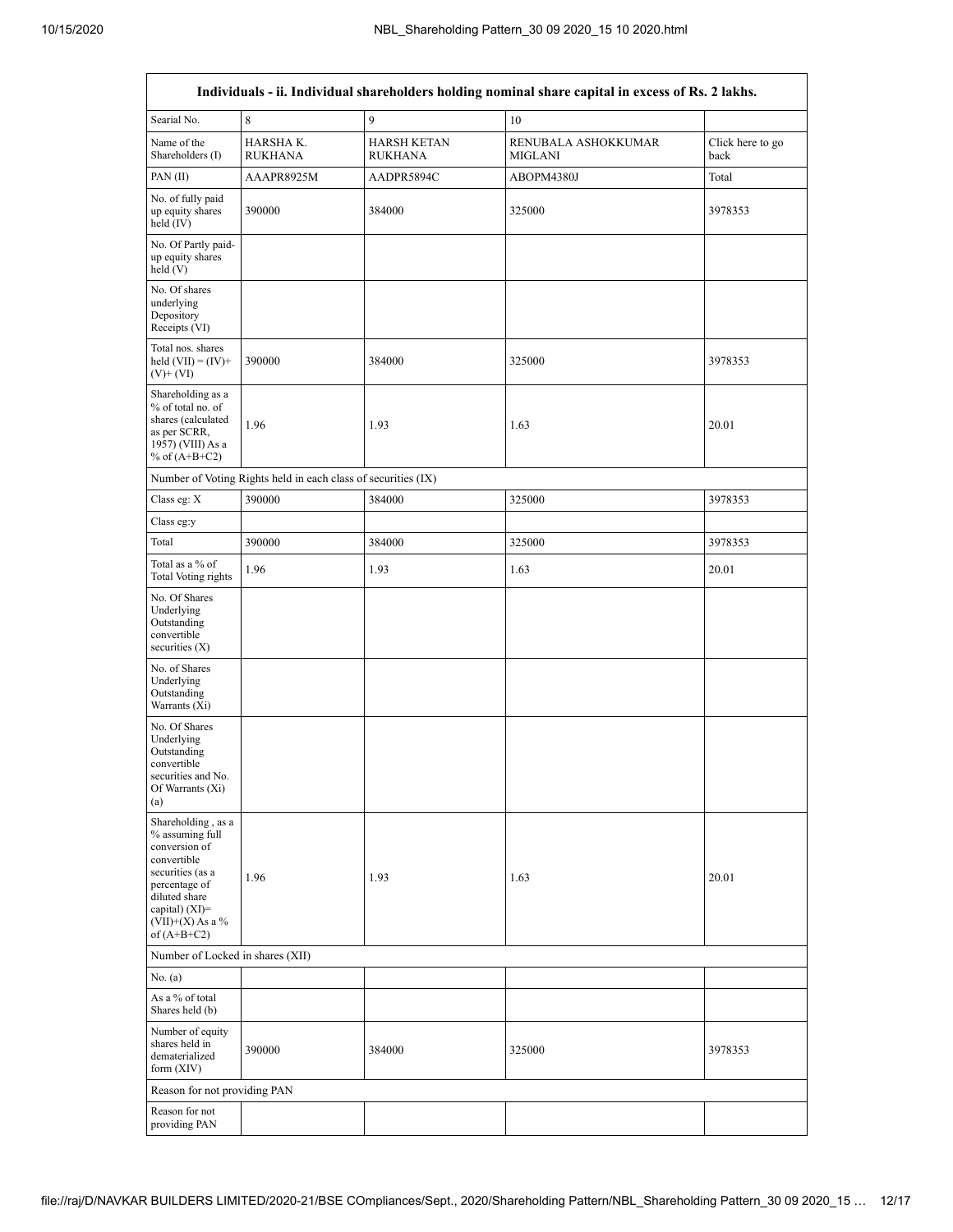| Individuals - ii. Individual shareholders holding nominal share capital in excess of Rs. 2 lakhs. | | | | |
|---|---|---|---|---|
| Searial No. | 8 | 9 | 10 | |
| Name of the Shareholders (I) | HARSHA K. RUKHANA | HARSH KETAN RUKHANA | RENUBALA ASHOKKUMAR MIGLANI | Click here to go back |
| PAN (II) | AAAPR8925M | AADPR5894C | ABOPM4380J | Total |
| No. of fully paid up equity shares held (IV) | 390000 | 384000 | 325000 | 3978353 |
| No. Of Partly paid-up equity shares held (V) | | | | |
| No. Of shares underlying Depository Receipts (VI) | | | | |
| Total nos. shares held (VII) = (IV)+(V)+ (VI) | 390000 | 384000 | 325000 | 3978353 |
| Shareholding as a % of total no. of shares (calculated as per SCRR, 1957) (VIII) As a % of (A+B+C2) | 1.96 | 1.93 | 1.63 | 20.01 |
| Number of Voting Rights held in each class of securities (IX) | | | | |
| Class eg: X | 390000 | 384000 | 325000 | 3978353 |
| Class eg:y | | | | |
| Total | 390000 | 384000 | 325000 | 3978353 |
| Total as a % of Total Voting rights | 1.96 | 1.93 | 1.63 | 20.01 |
| No. Of Shares Underlying Outstanding convertible securities (X) | | | | |
| No. of Shares Underlying Outstanding Warrants (Xi) | | | | |
| No. Of Shares Underlying Outstanding convertible securities and No. Of Warrants (Xi) (a) | | | | |
| Shareholding , as a % assuming full conversion of convertible securities (as a percentage of diluted share capital) (XI)= (VII)+(X) As a % of (A+B+C2) | 1.96 | 1.93 | 1.63 | 20.01 |
| Number of Locked in shares (XII) | | | | |
| No. (a) | | | | |
| As a % of total Shares held (b) | | | | |
| Number of equity shares held in dematerialized form (XIV) | 390000 | 384000 | 325000 | 3978353 |
| Reason for not providing PAN | | | | |
| Reason for not providing PAN | | | | |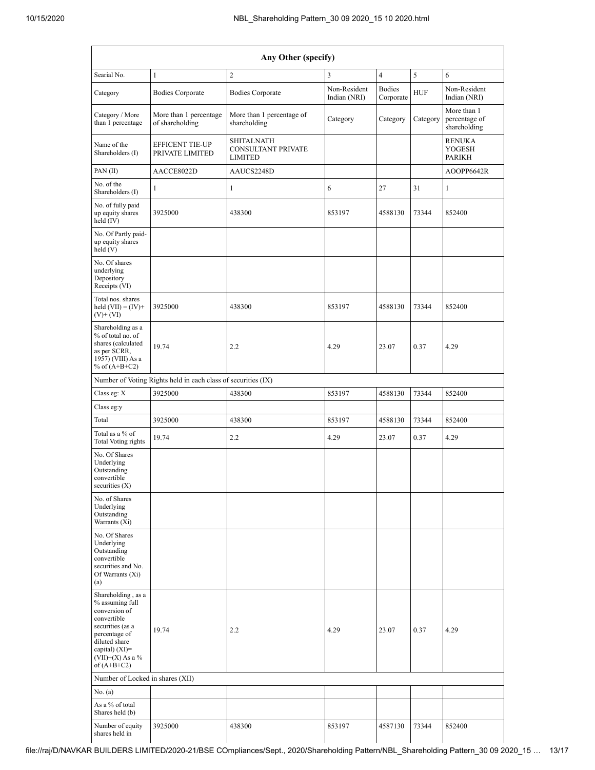| Any Other (specify) | | | | | | |
|---|---|---|---|---|---|---|
| Searial No. | 1 | 2 | 3 | 4 | 5 | 6 |
| Category | Bodies Corporate | Bodies Corporate | Non-Resident Indian (NRI) | Bodies Corporate | HUF | Non-Resident Indian (NRI) |
| Category / More than 1 percentage | More than 1 percentage of shareholding | More than 1 percentage of shareholding | Category | Category | Category | More than 1 percentage of shareholding |
| Name of the Shareholders (I) | EFFICENT TIE-UP PRIVATE LIMITED | SHITALNATH CONSULTANT PRIVATE LIMITED | | | | RENUKA YOGESH PARIKH |
| PAN (II) | AACCE8022D | AAUCS2248D | | | | AOOPP6642R |
| No. of the Shareholders (I) | 1 | 1 | 6 | 27 | 31 | 1 |
| No. of fully paid up equity shares held (IV) | 3925000 | 438300 | 853197 | 4588130 | 73344 | 852400 |
| No. Of Partly paid-up equity shares held (V) | | | | | | |
| No. Of shares underlying Depository Receipts (VI) | | | | | | |
| Total nos. shares held (VII) = (IV)+(V)+ (VI) | 3925000 | 438300 | 853197 | 4588130 | 73344 | 852400 |
| Shareholding as a % of total no. of shares (calculated as per SCRR, 1957) (VIII) As a % of (A+B+C2) | 19.74 | 2.2 | 4.29 | 23.07 | 0.37 | 4.29 |
| Number of Voting Rights held in each class of securities (IX) | | | | | | |
| Class eg: X | 3925000 | 438300 | 853197 | 4588130 | 73344 | 852400 |
| Class eg:y | | | | | | |
| Total | 3925000 | 438300 | 853197 | 4588130 | 73344 | 852400 |
| Total as a % of Total Voting rights | 19.74 | 2.2 | 4.29 | 23.07 | 0.37 | 4.29 |
| No. Of Shares Underlying Outstanding convertible securities (X) | | | | | | |
| No. of Shares Underlying Outstanding Warrants (Xi) | | | | | | |
| No. Of Shares Underlying Outstanding convertible securities and No. Of Warrants (Xi) (a) | | | | | | |
| Shareholding , as a % assuming full conversion of convertible securities (as a percentage of diluted share capital) (XI)= (VII)+(X) As a % of (A+B+C2) | 19.74 | 2.2 | 4.29 | 23.07 | 0.37 | 4.29 |
| Number of Locked in shares (XII) | | | | | | |
| No. (a) | | | | | | |
| As a % of total Shares held (b) | | | | | | |
| Number of equity shares held in | 3925000 | 438300 | 853197 | 4587130 | 73344 | 852400 |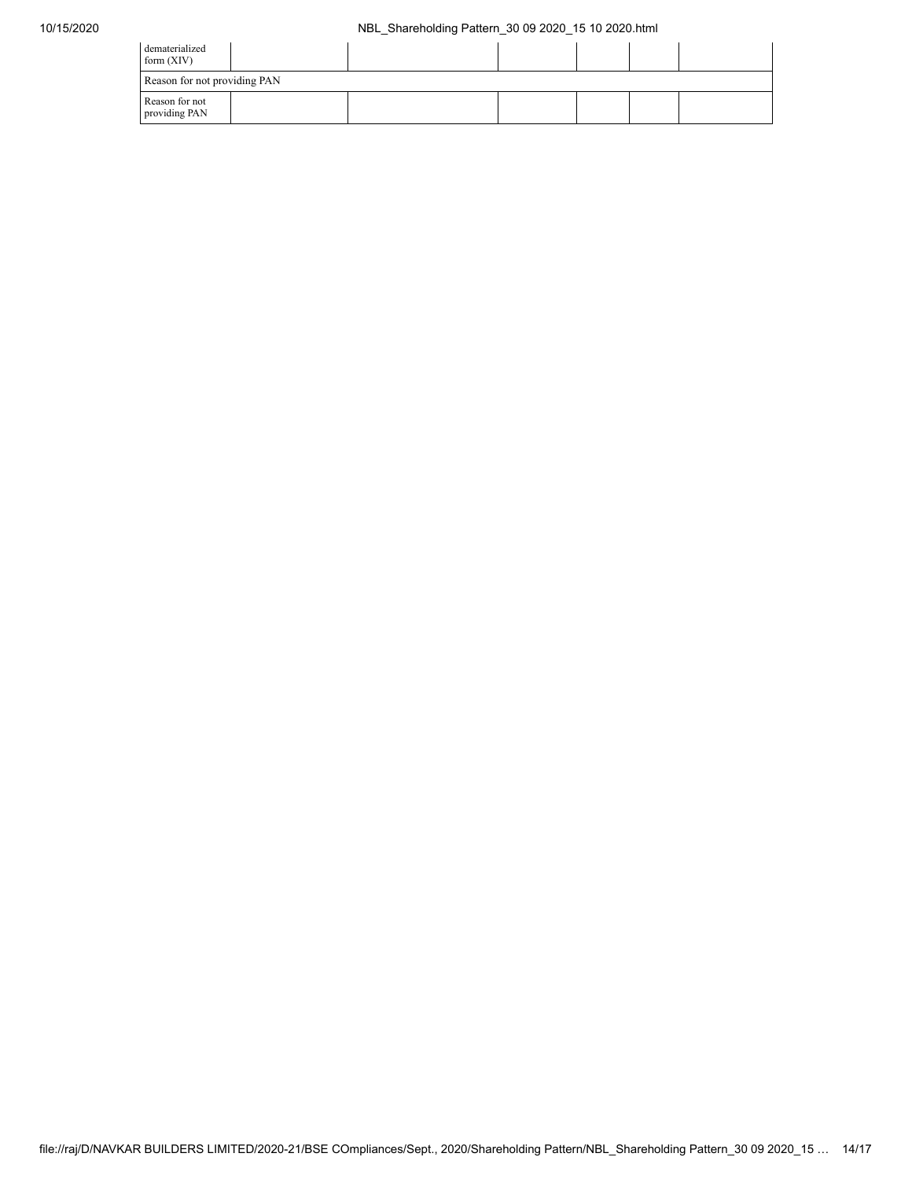| dematerialized form (XIV) | | | | | | |
|---|---|---|---|---|---|---|
| Reason for not providing PAN | | | | | | |
| Reason for not providing PAN | | | | | | |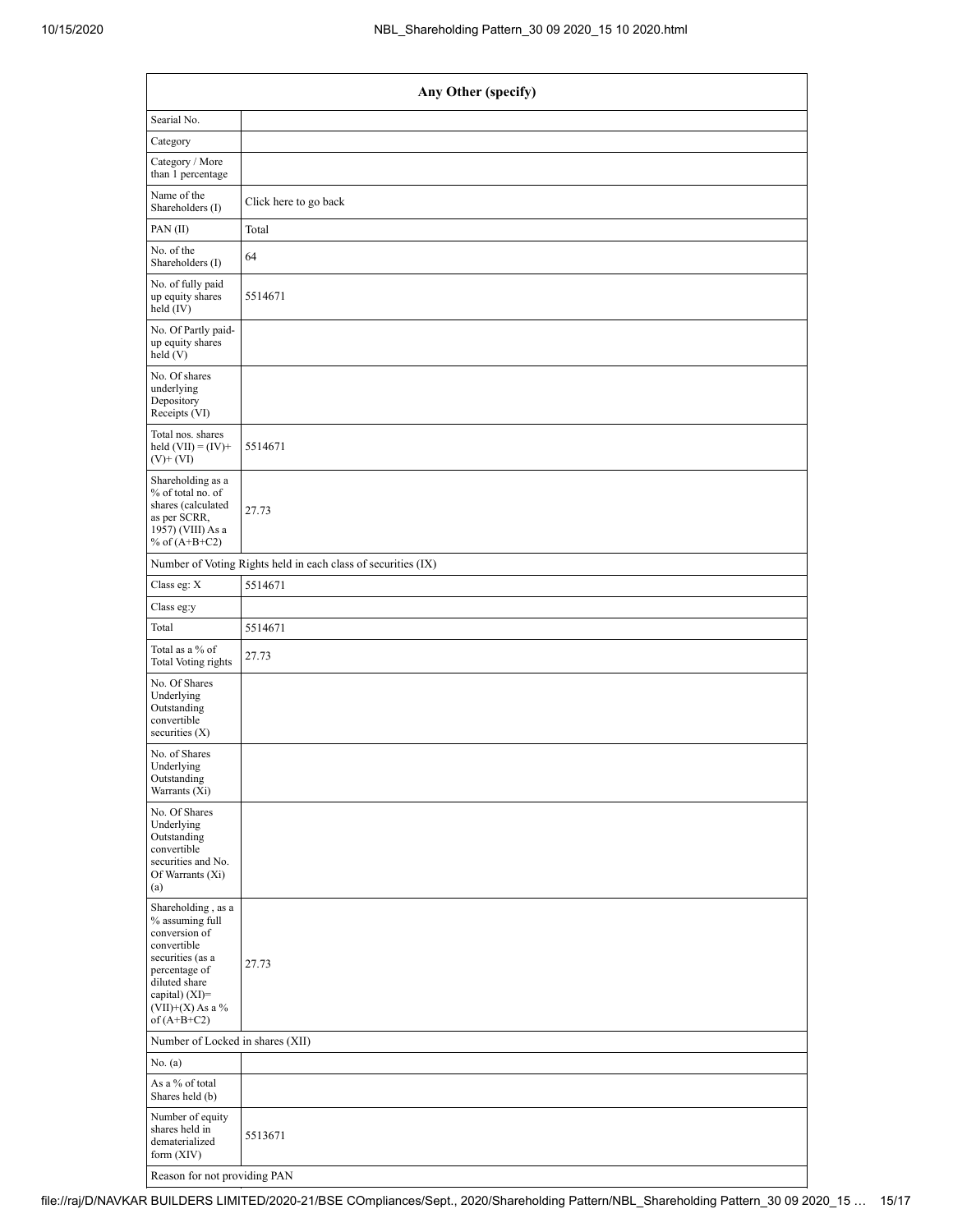| Any Other (specify) | |
|---|---|
| Searial No. | |
| Category | |
| Category / More than 1 percentage | |
| Name of the Shareholders (I) | Click here to go back |
| PAN (II) | Total |
| No. of the Shareholders (I) | 64 |
| No. of fully paid up equity shares held (IV) | 5514671 |
| No. Of Partly paid-up equity shares held (V) | |
| No. Of shares underlying Depository Receipts (VI) | |
| Total nos. shares held (VII) = (IV)+(V)+ (VI) | 5514671 |
| Shareholding as a % of total no. of shares (calculated as per SCRR, 1957) (VIII) As a % of (A+B+C2) | 27.73 |
| Number of Voting Rights held in each class of securities (IX) | |
| Class eg: X | 5514671 |
| Class eg:y | |
| Total | 5514671 |
| Total as a % of Total Voting rights | 27.73 |
| No. Of Shares Underlying Outstanding convertible securities (X) | |
| No. of Shares Underlying Outstanding Warrants (Xi) | |
| No. Of Shares Underlying Outstanding convertible securities and No. Of Warrants (Xi) (a) | |
| Shareholding , as a % assuming full conversion of convertible securities (as a percentage of diluted share capital) (XI)= (VII)+(X) As a % of (A+B+C2) | 27.73 |
| Number of Locked in shares (XII) | |
| No. (a) | |
| As a % of total Shares held (b) | |
| Number of equity shares held in dematerialized form (XIV) | 5513671 |
| Reason for not providing PAN | |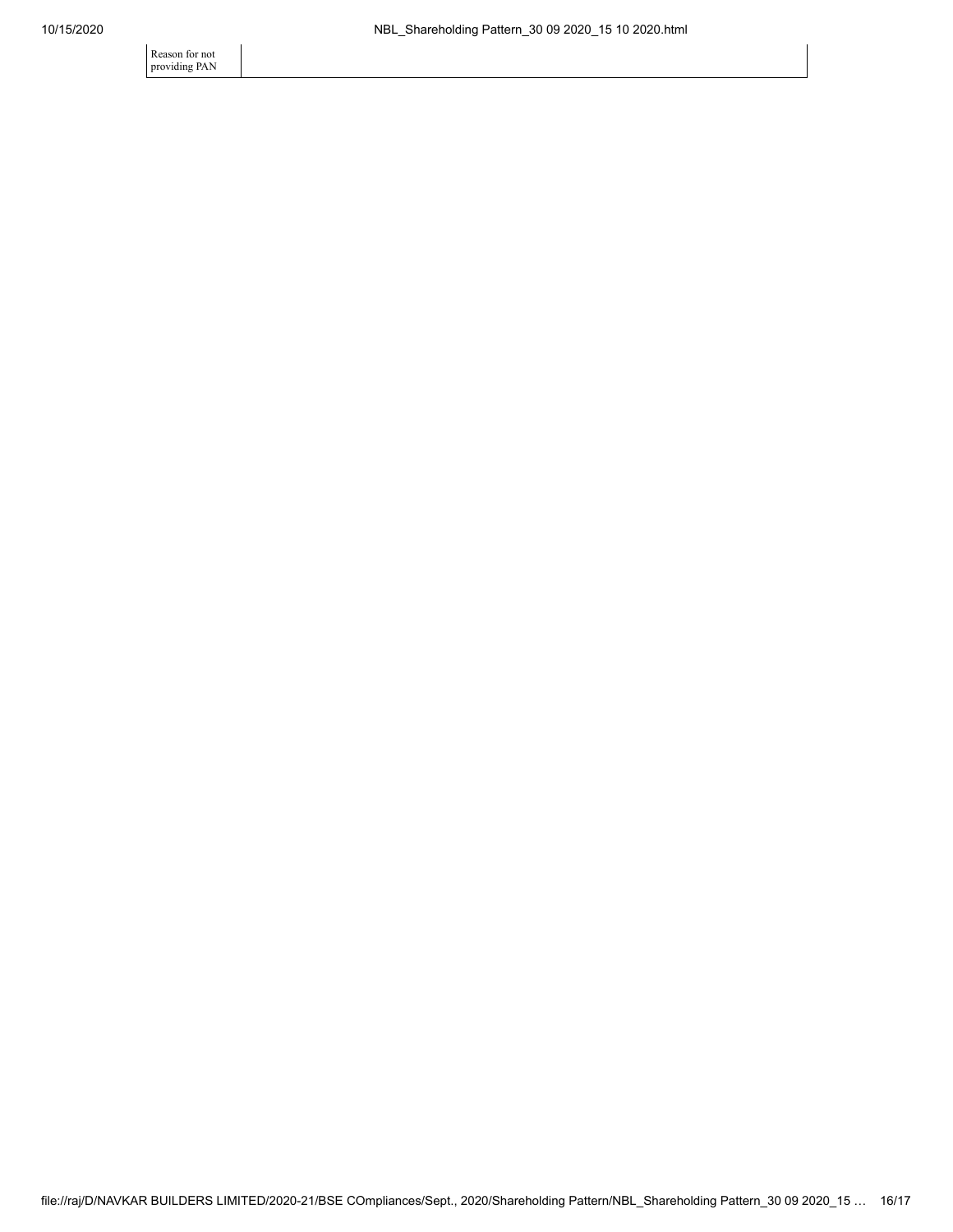| Reason for not providing PAN | |
| --- | --- |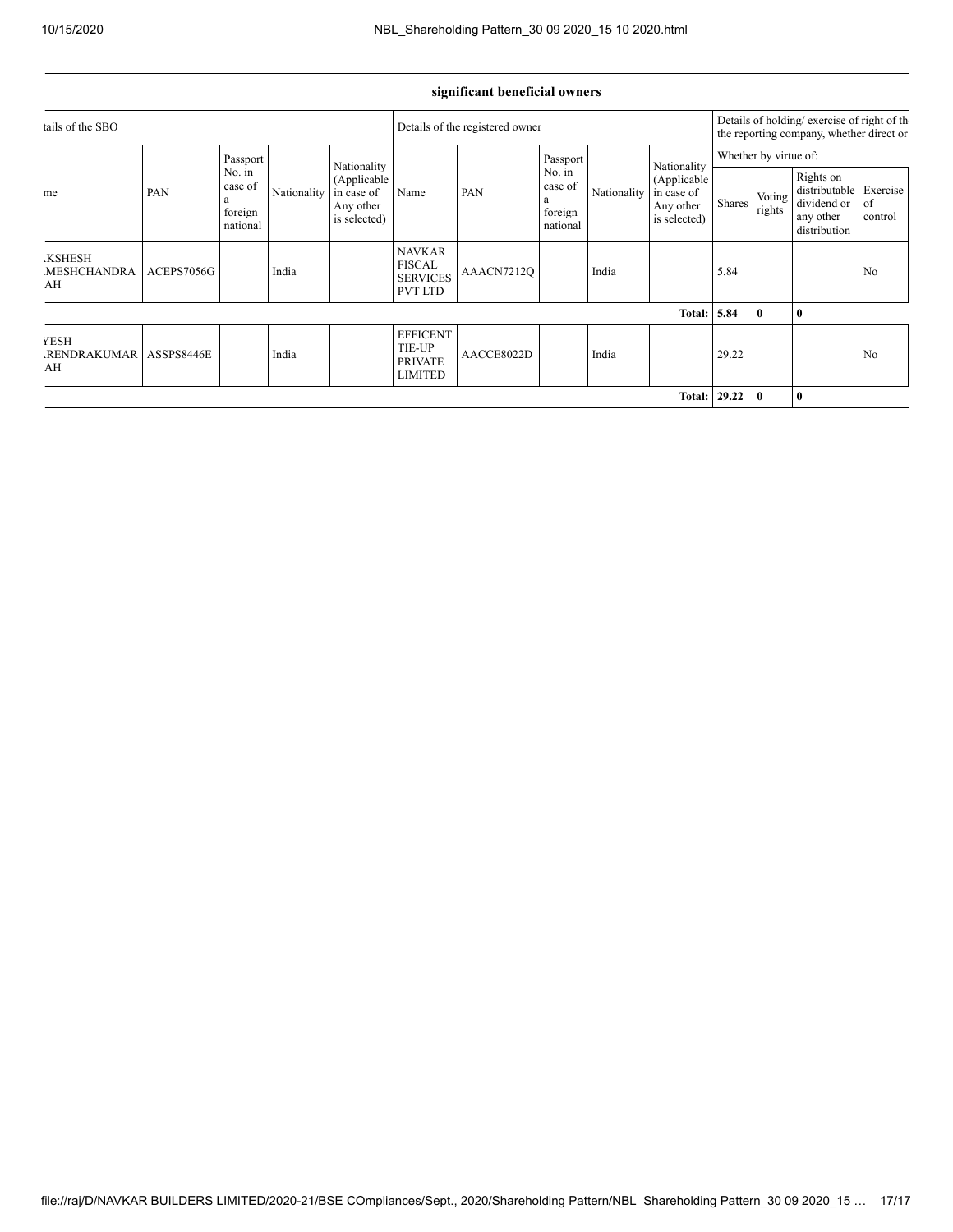## significant beneficial owners

| tails of the SBO | | | | | Details of the registered owner | | | | | Details of holding/ exercise of right of th the reporting company, whether direct or | | | |
|---|---|---|---|---|---|---|---|---|---|---|---|---|---|
| | | | | | | | | | | Whether by virtue of: | | | |
| me | PAN | Passport No. in case of a foreign national | Nationality | Nationality (Applicable in case of Any other is selected) | Name | PAN | Passport No. in case of a foreign national | Nationality | Nationality (Applicable in case of Any other is selected) | Shares | Voting rights | Rights on distributable dividend or any other distribution | Exercise of control |
| .KSHESH .MESHCHANDRA AH | ACEPS7056G | | India | | NAVKAR FISCAL SERVICES PVT LTD | AAACN7212Q | | India | | 5.84 | | | No |
| | | | | | | | | | **Total:** | **5.84** | **0** | **0** | |
| YESH .RENDRAKUMAR AH | ASSPS8446E | | India | | EFFICENT TIE-UP PRIVATE LIMITED | AACCE8022D | | India | | 29.22 | | | No |
| | | | | | | | | | **Total:** | **29.22** | **0** | **0** | |